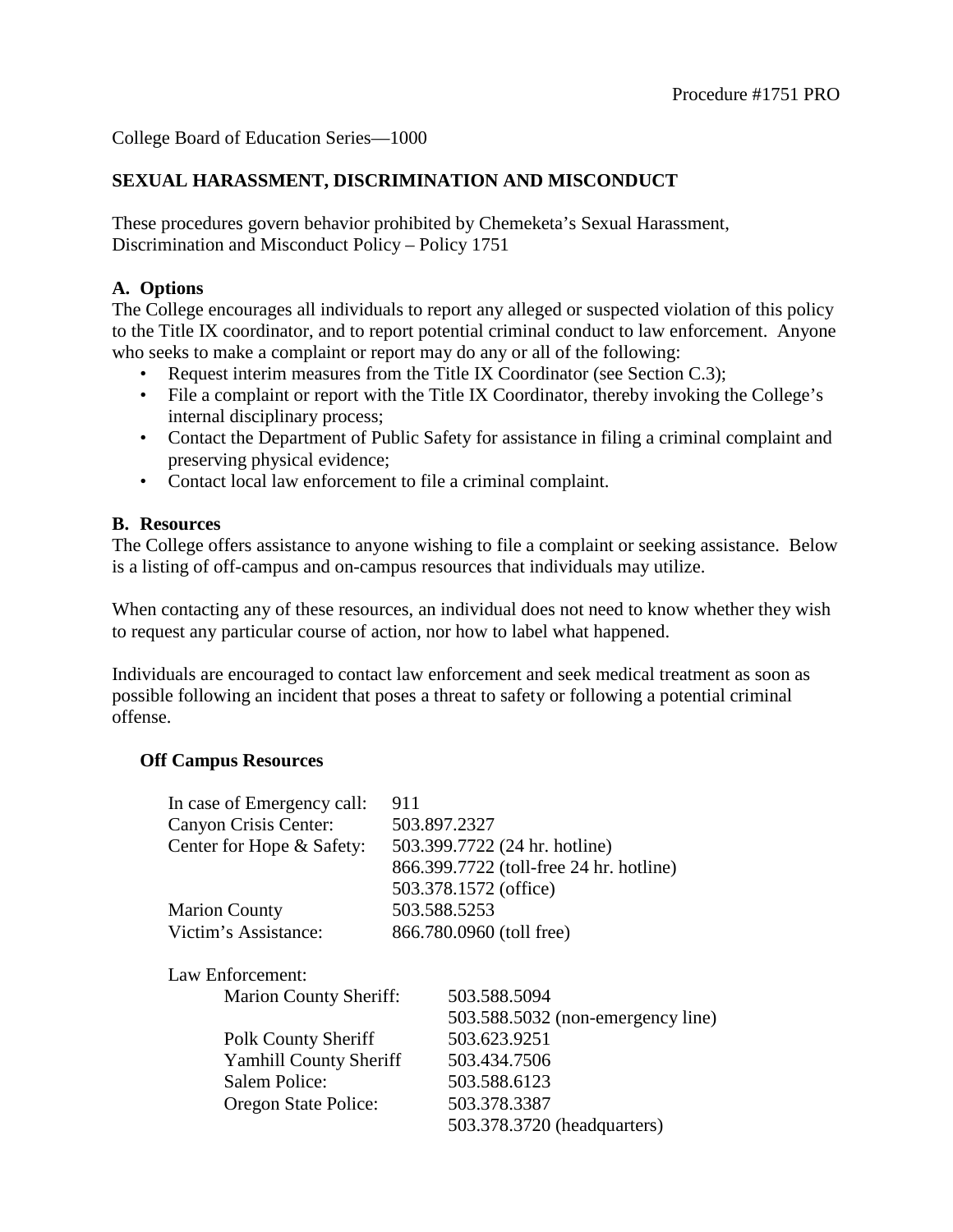Procedure #1751 PRO

College Board of Education Series—1000

## SEXUAL HARASSMENT, DISCRIMINATION AND MISCONDUCT

These procedures govern behavior prohibited by Chemeketa's Sexual Harassment, Discrimination and Misconduct Policy – Policy 1751

### A. Options

The College encourages all individuals to report any alleged or suspected violation of this policy to the Title IX coordinator, and to report potential criminal conduct to law enforcement. Anyone who seeks to make a complaint or report may do any or all of the following:

- Request interim measures from the Title IX Coordinator (see Section C.3);
- File a complaint or report with the Title IX Coordinator, thereby invoking the College's internal disciplinary process;
- Contact the Department of Public Safety for assistance in filing a criminal complaint and preserving physical evidence;
- Contact local law enforcement to file a criminal complaint.

### B. Resources

The College offers assistance to anyone wishing to file a complaint or seeking assistance. Below is a listing of off-campus and on-campus resources that individuals may utilize.

When contacting any of these resources, an individual does not need to know whether they wish to request any particular course of action, nor how to label what happened.

Individuals are encouraged to contact law enforcement and seek medical treatment as soon as possible following an incident that poses a threat to safety or following a potential criminal offense.

#### Off Campus Resources

| | |
|---|---|
| In case of Emergency call: | 911 |
| Canyon Crisis Center: | 503.897.2327 |
| Center for Hope & Safety: | 503.399.7722 (24 hr. hotline) |
| | 866.399.7722 (toll-free 24 hr. hotline) |
| | 503.378.1572 (office) |
| Marion County | 503.588.5253 |
| Victim's Assistance: | 866.780.0960 (toll free) |

Law Enforcement:

| | |
|---|---|
| Marion County Sheriff: | 503.588.5094 |
| | 503.588.5032 (non-emergency line) |
| Polk County Sheriff | 503.623.9251 |
| Yamhill County Sheriff | 503.434.7506 |
| Salem Police: | 503.588.6123 |
| Oregon State Police: | 503.378.3387 |
| | 503.378.3720 (headquarters) |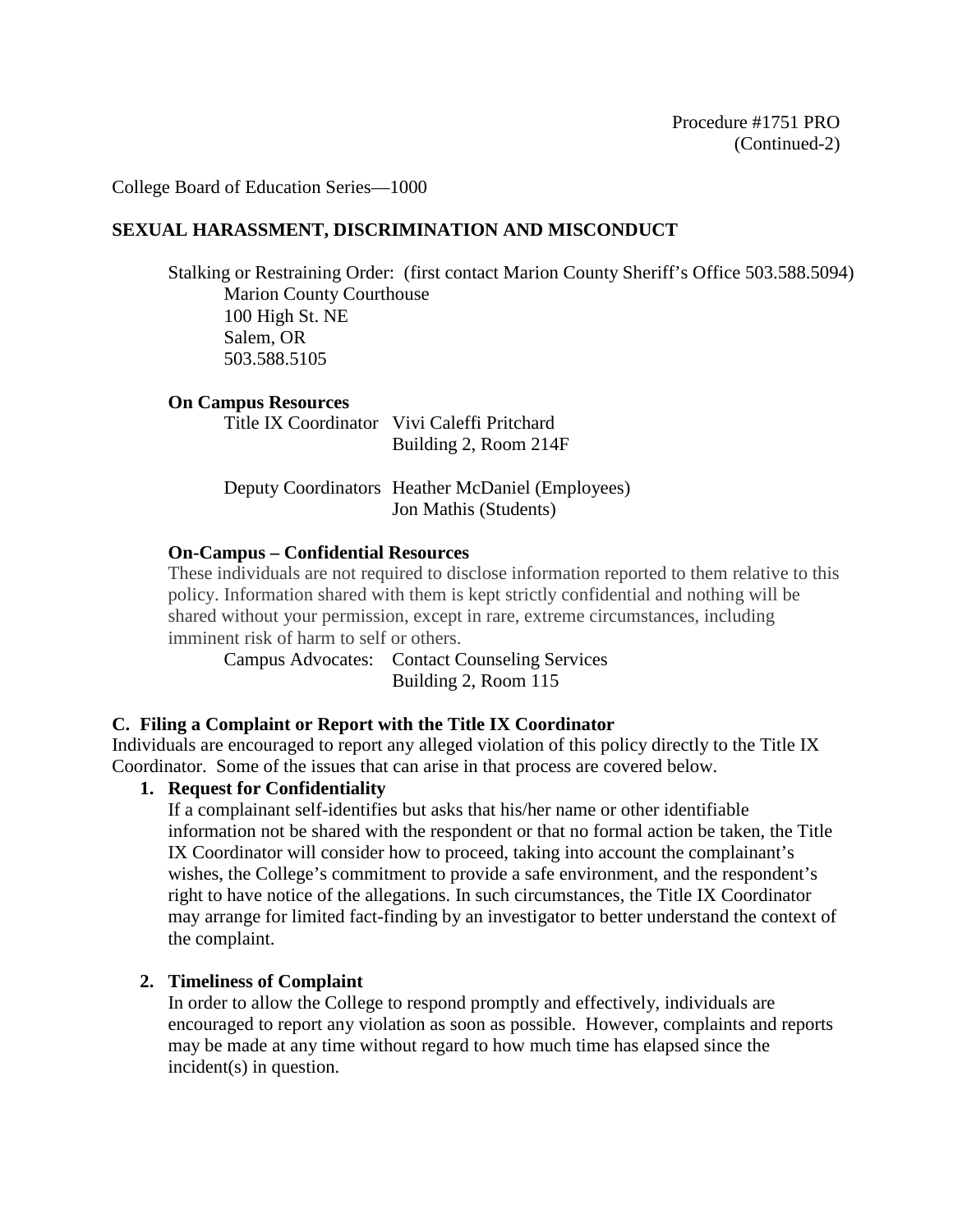College Board of Education Series—1000

## SEXUAL HARASSMENT, DISCRIMINATION AND MISCONDUCT

Stalking or Restraining Order: (first contact Marion County Sheriff's Office 503.588.5094)
Marion County Courthouse
100 High St. NE
Salem, OR
503.588.5105

**On Campus Resources**

Title IX Coordinator Vivi Caleffi Pritchard
Building 2, Room 214F

Deputy Coordinators Heather McDaniel (Employees)
Jon Mathis (Students)

**On-Campus – Confidential Resources**

These individuals are not required to disclose information reported to them relative to this policy. Information shared with them is kept strictly confidential and nothing will be shared without your permission, except in rare, extreme circumstances, including imminent risk of harm to self or others.

Campus Advocates: Contact Counseling Services
Building 2, Room 115

### C. Filing a Complaint or Report with the Title IX Coordinator

Individuals are encouraged to report any alleged violation of this policy directly to the Title IX Coordinator. Some of the issues that can arise in that process are covered below.

1. **Request for Confidentiality**
   If a complainant self-identifies but asks that his/her name or other identifiable information not be shared with the respondent or that no formal action be taken, the Title IX Coordinator will consider how to proceed, taking into account the complainant's wishes, the College's commitment to provide a safe environment, and the respondent's right to have notice of the allegations. In such circumstances, the Title IX Coordinator may arrange for limited fact-finding by an investigator to better understand the context of the complaint.

2. **Timeliness of Complaint**
   In order to allow the College to respond promptly and effectively, individuals are encouraged to report any violation as soon as possible. However, complaints and reports may be made at any time without regard to how much time has elapsed since the incident(s) in question.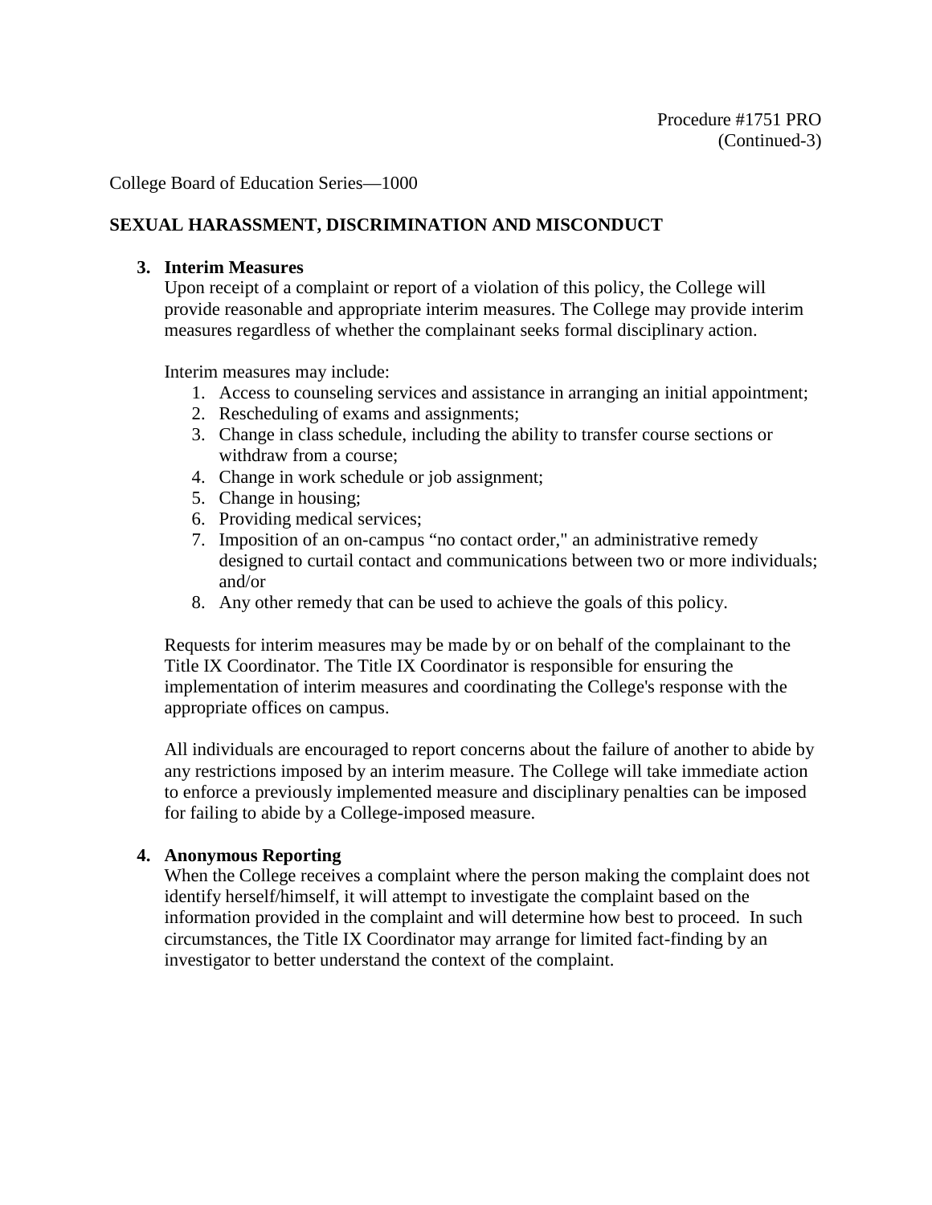College Board of Education Series—1000

## SEXUAL HARASSMENT, DISCRIMINATION AND MISCONDUCT

### 3. Interim Measures

Upon receipt of a complaint or report of a violation of this policy, the College will provide reasonable and appropriate interim measures. The College may provide interim measures regardless of whether the complainant seeks formal disciplinary action.

Interim measures may include:

1. Access to counseling services and assistance in arranging an initial appointment;
2. Rescheduling of exams and assignments;
3. Change in class schedule, including the ability to transfer course sections or withdraw from a course;
4. Change in work schedule or job assignment;
5. Change in housing;
6. Providing medical services;
7. Imposition of an on-campus "no contact order," an administrative remedy designed to curtail contact and communications between two or more individuals; and/or
8. Any other remedy that can be used to achieve the goals of this policy.

Requests for interim measures may be made by or on behalf of the complainant to the Title IX Coordinator. The Title IX Coordinator is responsible for ensuring the implementation of interim measures and coordinating the College's response with the appropriate offices on campus.

All individuals are encouraged to report concerns about the failure of another to abide by any restrictions imposed by an interim measure. The College will take immediate action to enforce a previously implemented measure and disciplinary penalties can be imposed for failing to abide by a College-imposed measure.

### 4. Anonymous Reporting

When the College receives a complaint where the person making the complaint does not identify herself/himself, it will attempt to investigate the complaint based on the information provided in the complaint and will determine how best to proceed. In such circumstances, the Title IX Coordinator may arrange for limited fact-finding by an investigator to better understand the context of the complaint.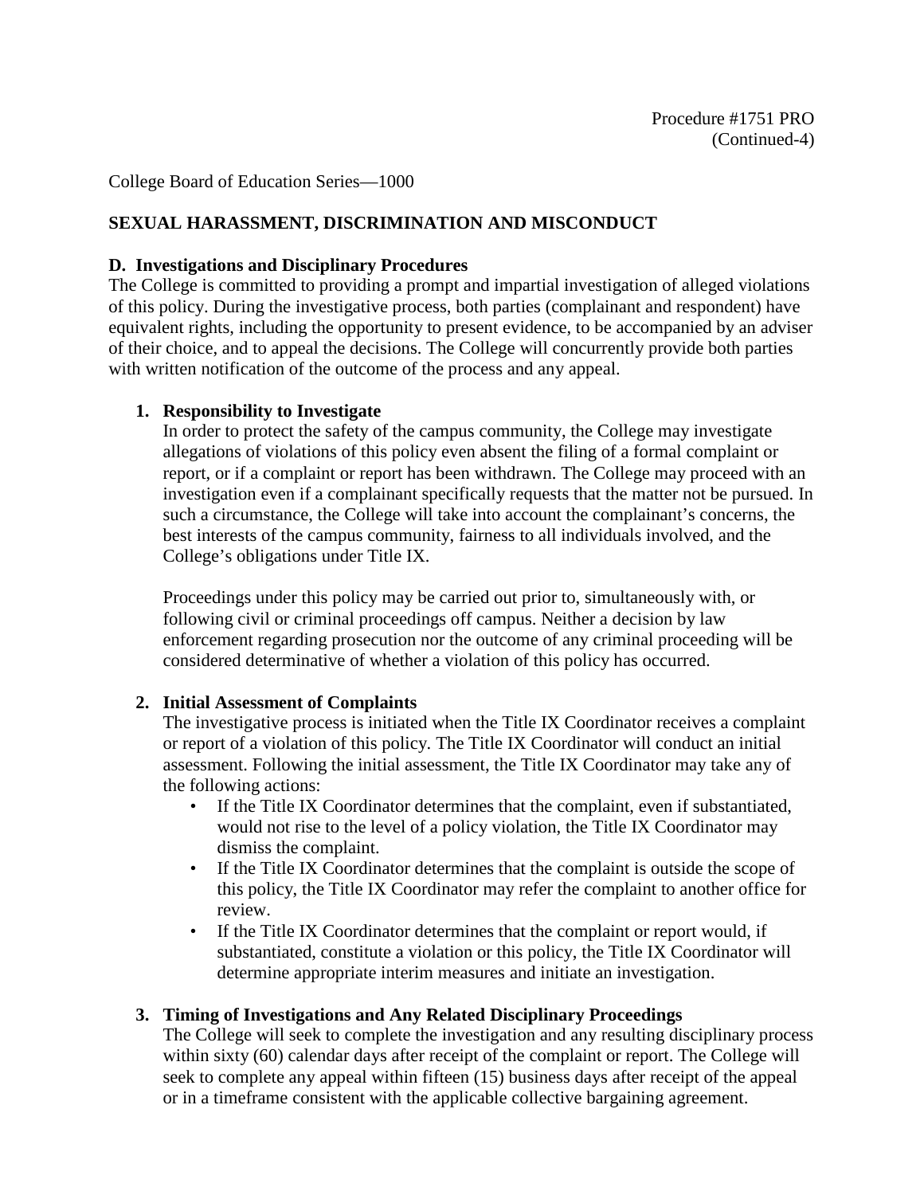College Board of Education Series—1000

## SEXUAL HARASSMENT, DISCRIMINATION AND MISCONDUCT

### D. Investigations and Disciplinary Procedures

The College is committed to providing a prompt and impartial investigation of alleged violations of this policy. During the investigative process, both parties (complainant and respondent) have equivalent rights, including the opportunity to present evidence, to be accompanied by an adviser of their choice, and to appeal the decisions. The College will concurrently provide both parties with written notification of the outcome of the process and any appeal.

1. **Responsibility to Investigate**

   In order to protect the safety of the campus community, the College may investigate allegations of violations of this policy even absent the filing of a formal complaint or report, or if a complaint or report has been withdrawn. The College may proceed with an investigation even if a complainant specifically requests that the matter not be pursued. In such a circumstance, the College will take into account the complainant's concerns, the best interests of the campus community, fairness to all individuals involved, and the College's obligations under Title IX.

   Proceedings under this policy may be carried out prior to, simultaneously with, or following civil or criminal proceedings off campus. Neither a decision by law enforcement regarding prosecution nor the outcome of any criminal proceeding will be considered determinative of whether a violation of this policy has occurred.

2. **Initial Assessment of Complaints**

   The investigative process is initiated when the Title IX Coordinator receives a complaint or report of a violation of this policy. The Title IX Coordinator will conduct an initial assessment. Following the initial assessment, the Title IX Coordinator may take any of the following actions:

   - If the Title IX Coordinator determines that the complaint, even if substantiated, would not rise to the level of a policy violation, the Title IX Coordinator may dismiss the complaint.
   - If the Title IX Coordinator determines that the complaint is outside the scope of this policy, the Title IX Coordinator may refer the complaint to another office for review.
   - If the Title IX Coordinator determines that the complaint or report would, if substantiated, constitute a violation or this policy, the Title IX Coordinator will determine appropriate interim measures and initiate an investigation.

3. **Timing of Investigations and Any Related Disciplinary Proceedings**

   The College will seek to complete the investigation and any resulting disciplinary process within sixty (60) calendar days after receipt of the complaint or report. The College will seek to complete any appeal within fifteen (15) business days after receipt of the appeal or in a timeframe consistent with the applicable collective bargaining agreement.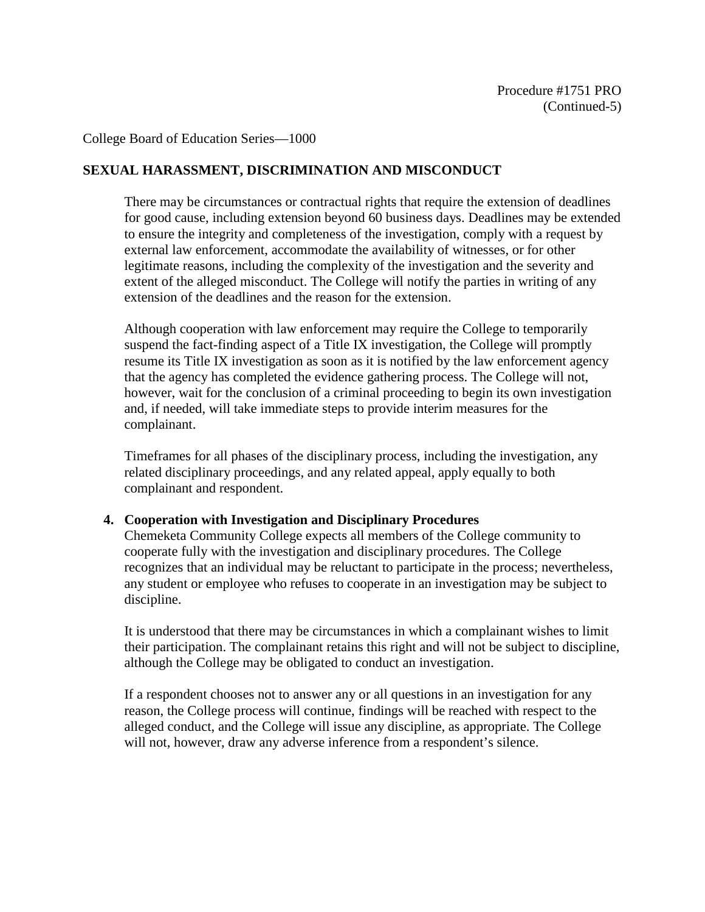There may be circumstances or contractual rights that require the extension of deadlines for good cause, including extension beyond 60 business days. Deadlines may be extended to ensure the integrity and completeness of the investigation, comply with a request by external law enforcement, accommodate the availability of witnesses, or for other legitimate reasons, including the complexity of the investigation and the severity and extent of the alleged misconduct. The College will notify the parties in writing of any extension of the deadlines and the reason for the extension.

Although cooperation with law enforcement may require the College to temporarily suspend the fact-finding aspect of a Title IX investigation, the College will promptly resume its Title IX investigation as soon as it is notified by the law enforcement agency that the agency has completed the evidence gathering process. The College will not, however, wait for the conclusion of a criminal proceeding to begin its own investigation and, if needed, will take immediate steps to provide interim measures for the complainant.

Timeframes for all phases of the disciplinary process, including the investigation, any related disciplinary proceedings, and any related appeal, apply equally to both complainant and respondent.

**4. Cooperation with Investigation and Disciplinary Procedures**

Chemeketa Community College expects all members of the College community to cooperate fully with the investigation and disciplinary procedures. The College recognizes that an individual may be reluctant to participate in the process; nevertheless, any student or employee who refuses to cooperate in an investigation may be subject to discipline.

It is understood that there may be circumstances in which a complainant wishes to limit their participation. The complainant retains this right and will not be subject to discipline, although the College may be obligated to conduct an investigation.

If a respondent chooses not to answer any or all questions in an investigation for any reason, the College process will continue, findings will be reached with respect to the alleged conduct, and the College will issue any discipline, as appropriate. The College will not, however, draw any adverse inference from a respondent's silence.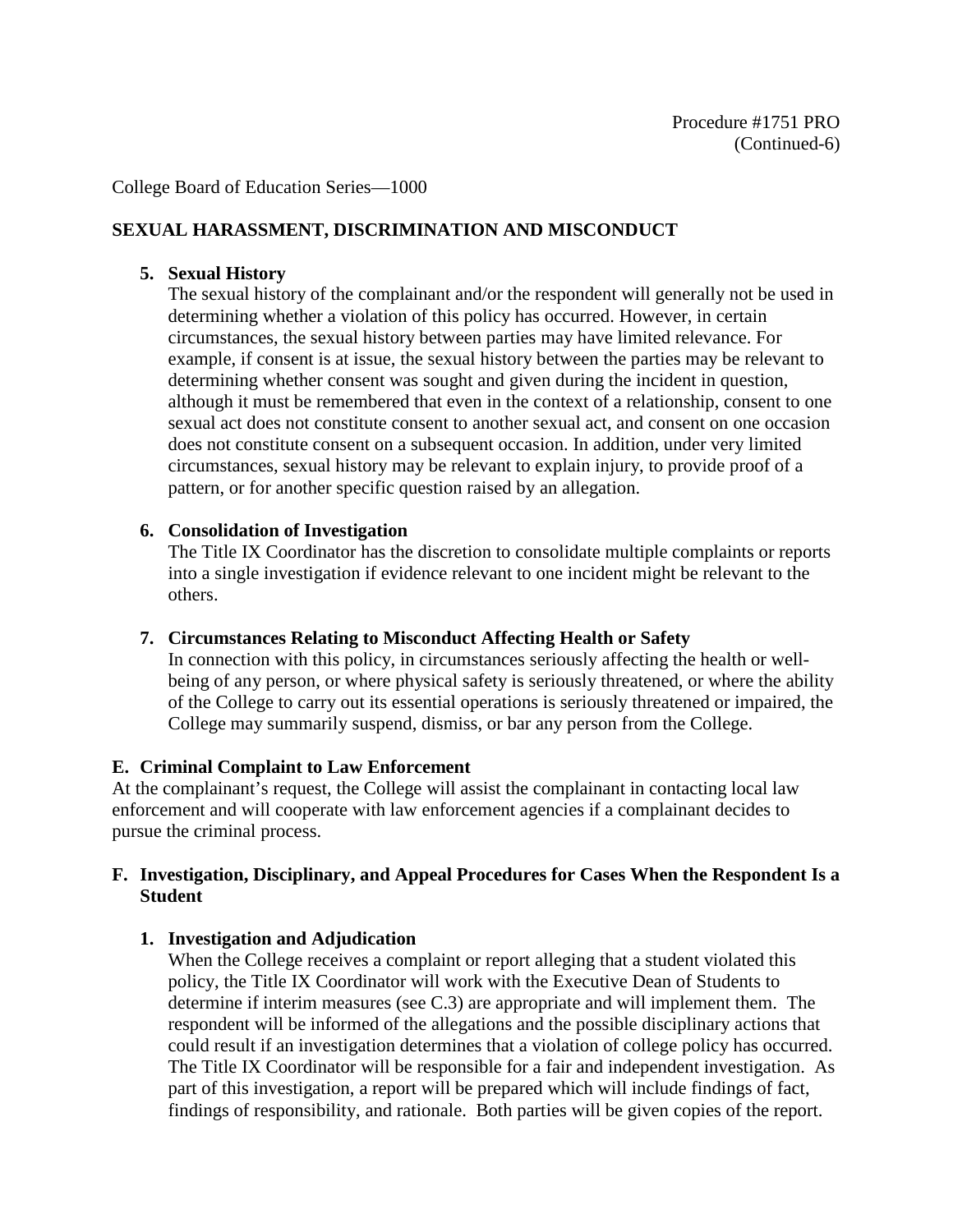College Board of Education Series—1000

## SEXUAL HARASSMENT, DISCRIMINATION AND MISCONDUCT

**5. Sexual History**

The sexual history of the complainant and/or the respondent will generally not be used in determining whether a violation of this policy has occurred. However, in certain circumstances, the sexual history between parties may have limited relevance. For example, if consent is at issue, the sexual history between the parties may be relevant to determining whether consent was sought and given during the incident in question, although it must be remembered that even in the context of a relationship, consent to one sexual act does not constitute consent to another sexual act, and consent on one occasion does not constitute consent on a subsequent occasion. In addition, under very limited circumstances, sexual history may be relevant to explain injury, to provide proof of a pattern, or for another specific question raised by an allegation.

**6. Consolidation of Investigation**

The Title IX Coordinator has the discretion to consolidate multiple complaints or reports into a single investigation if evidence relevant to one incident might be relevant to the others.

**7. Circumstances Relating to Misconduct Affecting Health or Safety**

In connection with this policy, in circumstances seriously affecting the health or well-being of any person, or where physical safety is seriously threatened, or where the ability of the College to carry out its essential operations is seriously threatened or impaired, the College may summarily suspend, dismiss, or bar any person from the College.

### E. Criminal Complaint to Law Enforcement

At the complainant's request, the College will assist the complainant in contacting local law enforcement and will cooperate with law enforcement agencies if a complainant decides to pursue the criminal process.

### F. Investigation, Disciplinary, and Appeal Procedures for Cases When the Respondent Is a Student

**1. Investigation and Adjudication**

When the College receives a complaint or report alleging that a student violated this policy, the Title IX Coordinator will work with the Executive Dean of Students to determine if interim measures (see C.3) are appropriate and will implement them. The respondent will be informed of the allegations and the possible disciplinary actions that could result if an investigation determines that a violation of college policy has occurred. The Title IX Coordinator will be responsible for a fair and independent investigation. As part of this investigation, a report will be prepared which will include findings of fact, findings of responsibility, and rationale. Both parties will be given copies of the report.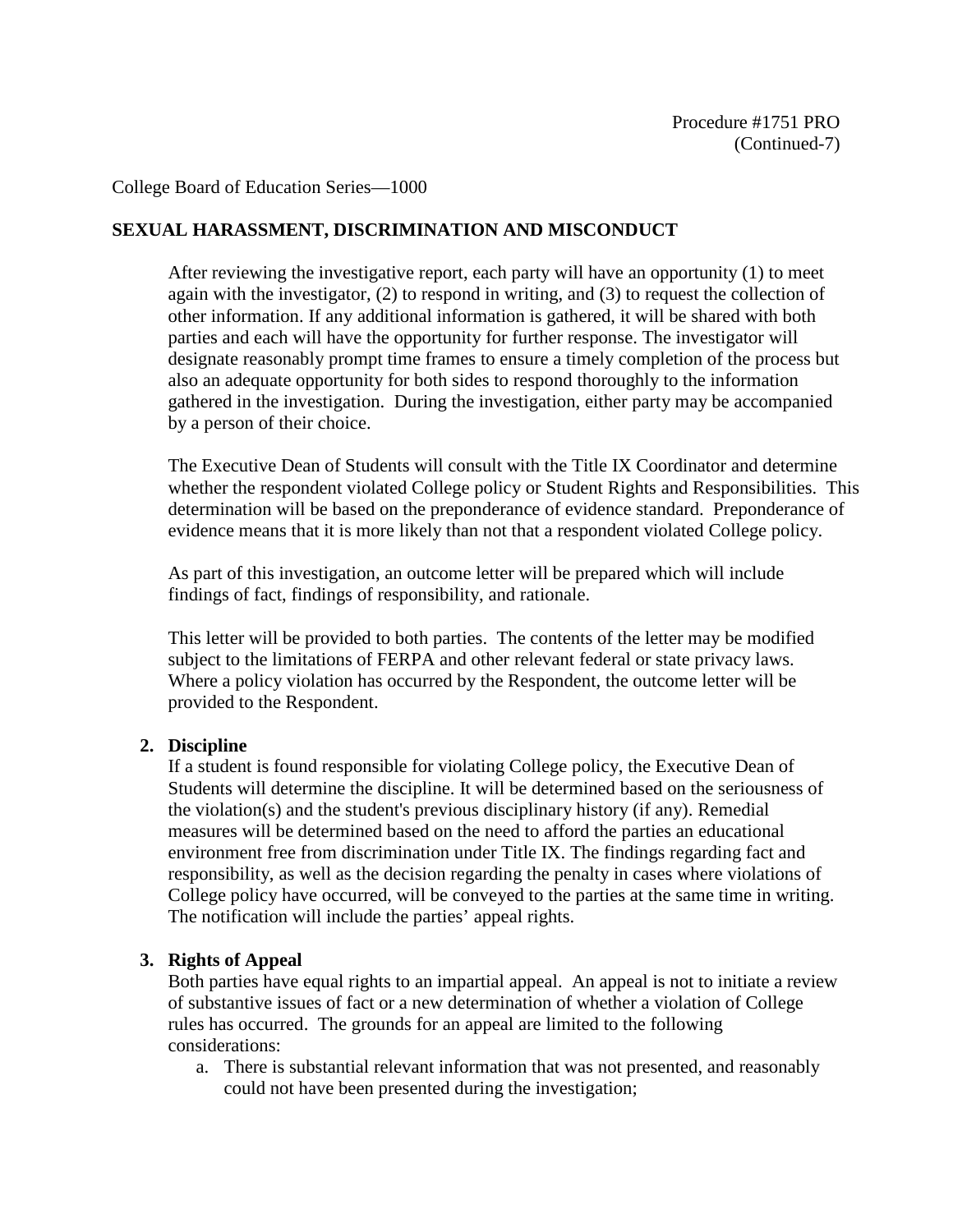After reviewing the investigative report, each party will have an opportunity (1) to meet again with the investigator, (2) to respond in writing, and (3) to request the collection of other information. If any additional information is gathered, it will be shared with both parties and each will have the opportunity for further response. The investigator will designate reasonably prompt time frames to ensure a timely completion of the process but also an adequate opportunity for both sides to respond thoroughly to the information gathered in the investigation. During the investigation, either party may be accompanied by a person of their choice.

The Executive Dean of Students will consult with the Title IX Coordinator and determine whether the respondent violated College policy or Student Rights and Responsibilities. This determination will be based on the preponderance of evidence standard. Preponderance of evidence means that it is more likely than not that a respondent violated College policy.

As part of this investigation, an outcome letter will be prepared which will include findings of fact, findings of responsibility, and rationale.

This letter will be provided to both parties. The contents of the letter may be modified subject to the limitations of FERPA and other relevant federal or state privacy laws. Where a policy violation has occurred by the Respondent, the outcome letter will be provided to the Respondent.

2. **Discipline**
   If a student is found responsible for violating College policy, the Executive Dean of Students will determine the discipline. It will be determined based on the seriousness of the violation(s) and the student's previous disciplinary history (if any). Remedial measures will be determined based on the need to afford the parties an educational environment free from discrimination under Title IX. The findings regarding fact and responsibility, as well as the decision regarding the penalty in cases where violations of College policy have occurred, will be conveyed to the parties at the same time in writing. The notification will include the parties' appeal rights.

3. **Rights of Appeal**
   Both parties have equal rights to an impartial appeal. An appeal is not to initiate a review of substantive issues of fact or a new determination of whether a violation of College rules has occurred. The grounds for an appeal are limited to the following considerations:
   a. There is substantial relevant information that was not presented, and reasonably could not have been presented during the investigation;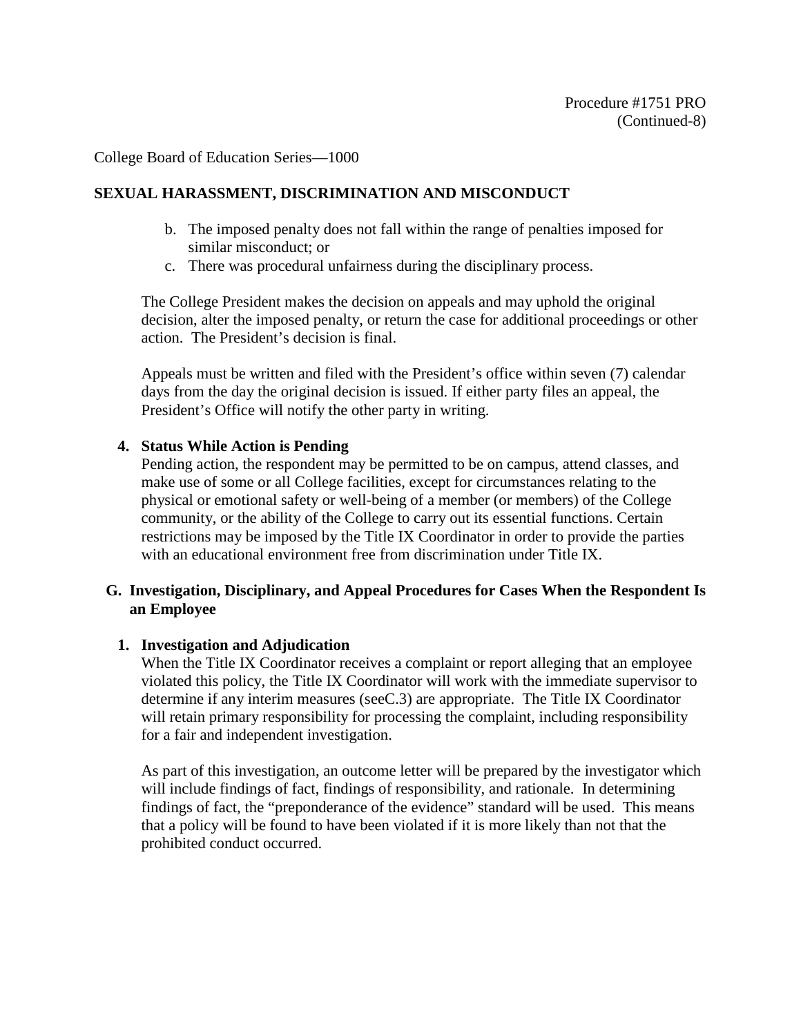b. The imposed penalty does not fall within the range of penalties imposed for similar misconduct; or
c. There was procedural unfairness during the disciplinary process.

The College President makes the decision on appeals and may uphold the original decision, alter the imposed penalty, or return the case for additional proceedings or other action. The President's decision is final.

Appeals must be written and filed with the President's office within seven (7) calendar days from the day the original decision is issued. If either party files an appeal, the President's Office will notify the other party in writing.

**4. Status While Action is Pending**

Pending action, the respondent may be permitted to be on campus, attend classes, and make use of some or all College facilities, except for circumstances relating to the physical or emotional safety or well-being of a member (or members) of the College community, or the ability of the College to carry out its essential functions. Certain restrictions may be imposed by the Title IX Coordinator in order to provide the parties with an educational environment free from discrimination under Title IX.

## G. Investigation, Disciplinary, and Appeal Procedures for Cases When the Respondent Is an Employee

**1. Investigation and Adjudication**

When the Title IX Coordinator receives a complaint or report alleging that an employee violated this policy, the Title IX Coordinator will work with the immediate supervisor to determine if any interim measures (seeC.3) are appropriate. The Title IX Coordinator will retain primary responsibility for processing the complaint, including responsibility for a fair and independent investigation.

As part of this investigation, an outcome letter will be prepared by the investigator which will include findings of fact, findings of responsibility, and rationale. In determining findings of fact, the "preponderance of the evidence" standard will be used. This means that a policy will be found to have been violated if it is more likely than not that the prohibited conduct occurred.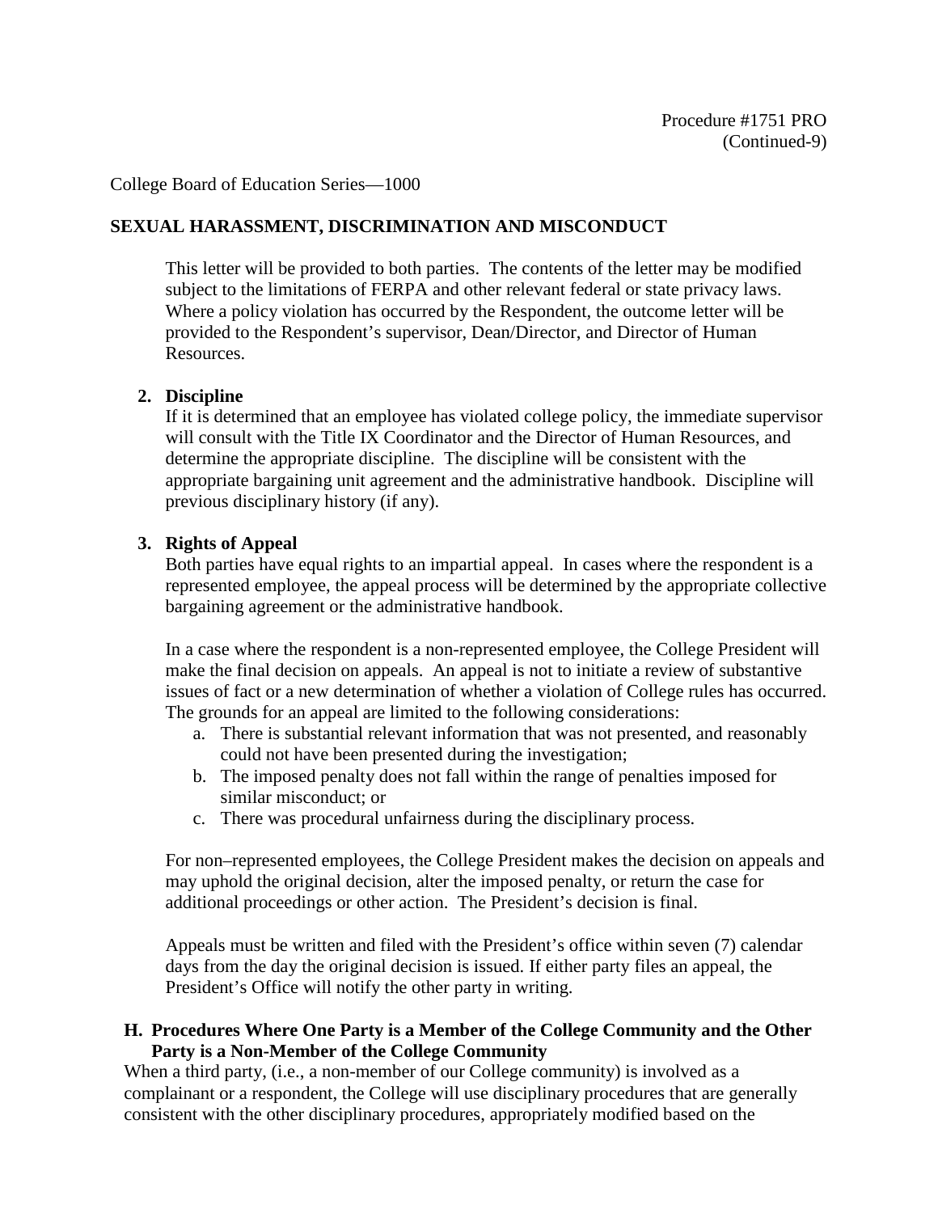College Board of Education Series—1000

**SEXUAL HARASSMENT, DISCRIMINATION AND MISCONDUCT**

This letter will be provided to both parties. The contents of the letter may be modified subject to the limitations of FERPA and other relevant federal or state privacy laws. Where a policy violation has occurred by the Respondent, the outcome letter will be provided to the Respondent's supervisor, Dean/Director, and Director of Human Resources.

**2. Discipline**

If it is determined that an employee has violated college policy, the immediate supervisor will consult with the Title IX Coordinator and the Director of Human Resources, and determine the appropriate discipline. The discipline will be consistent with the appropriate bargaining unit agreement and the administrative handbook. Discipline will previous disciplinary history (if any).

**3. Rights of Appeal**

Both parties have equal rights to an impartial appeal. In cases where the respondent is a represented employee, the appeal process will be determined by the appropriate collective bargaining agreement or the administrative handbook.

In a case where the respondent is a non-represented employee, the College President will make the final decision on appeals. An appeal is not to initiate a review of substantive issues of fact or a new determination of whether a violation of College rules has occurred. The grounds for an appeal are limited to the following considerations:

a. There is substantial relevant information that was not presented, and reasonably could not have been presented during the investigation;
b. The imposed penalty does not fall within the range of penalties imposed for similar misconduct; or
c. There was procedural unfairness during the disciplinary process.

For non–represented employees, the College President makes the decision on appeals and may uphold the original decision, alter the imposed penalty, or return the case for additional proceedings or other action. The President's decision is final.

Appeals must be written and filed with the President's office within seven (7) calendar days from the day the original decision is issued. If either party files an appeal, the President's Office will notify the other party in writing.

**H. Procedures Where One Party is a Member of the College Community and the Other Party is a Non-Member of the College Community**

When a third party, (i.e., a non-member of our College community) is involved as a complainant or a respondent, the College will use disciplinary procedures that are generally consistent with the other disciplinary procedures, appropriately modified based on the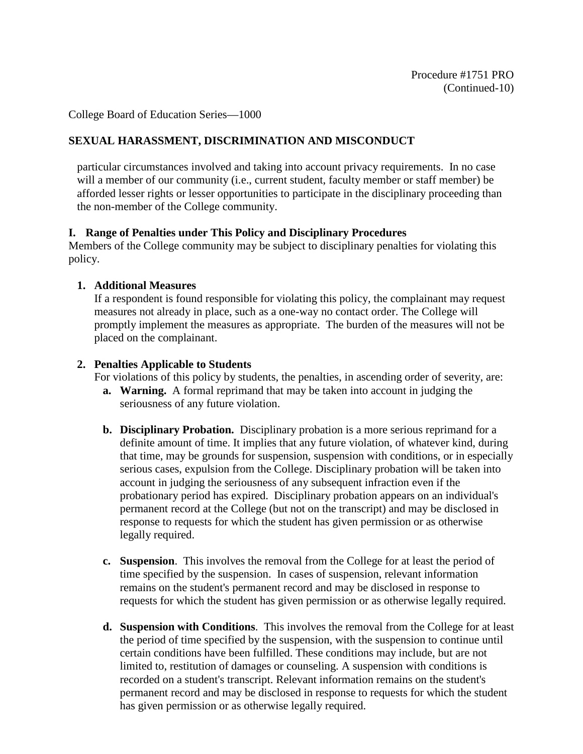particular circumstances involved and taking into account privacy requirements. In no case will a member of our community (i.e., current student, faculty member or staff member) be afforded lesser rights or lesser opportunities to participate in the disciplinary proceeding than the non-member of the College community.

## I. Range of Penalties under This Policy and Disciplinary Procedures

Members of the College community may be subject to disciplinary penalties for violating this policy.

1. **Additional Measures**
   If a respondent is found responsible for violating this policy, the complainant may request measures not already in place, such as a one-way no contact order. The College will promptly implement the measures as appropriate. The burden of the measures will not be placed on the complainant.

2. **Penalties Applicable to Students**
   For violations of this policy by students, the penalties, in ascending order of severity, are:
   - **a. Warning.** A formal reprimand that may be taken into account in judging the seriousness of any future violation.
   - **b. Disciplinary Probation.** Disciplinary probation is a more serious reprimand for a definite amount of time. It implies that any future violation, of whatever kind, during that time, may be grounds for suspension, suspension with conditions, or in especially serious cases, expulsion from the College. Disciplinary probation will be taken into account in judging the seriousness of any subsequent infraction even if the probationary period has expired. Disciplinary probation appears on an individual's permanent record at the College (but not on the transcript) and may be disclosed in response to requests for which the student has given permission or as otherwise legally required.
   - **c. Suspension**. This involves the removal from the College for at least the period of time specified by the suspension. In cases of suspension, relevant information remains on the student's permanent record and may be disclosed in response to requests for which the student has given permission or as otherwise legally required.
   - **d. Suspension with Conditions**. This involves the removal from the College for at least the period of time specified by the suspension, with the suspension to continue until certain conditions have been fulfilled. These conditions may include, but are not limited to, restitution of damages or counseling. A suspension with conditions is recorded on a student's transcript. Relevant information remains on the student's permanent record and may be disclosed in response to requests for which the student has given permission or as otherwise legally required.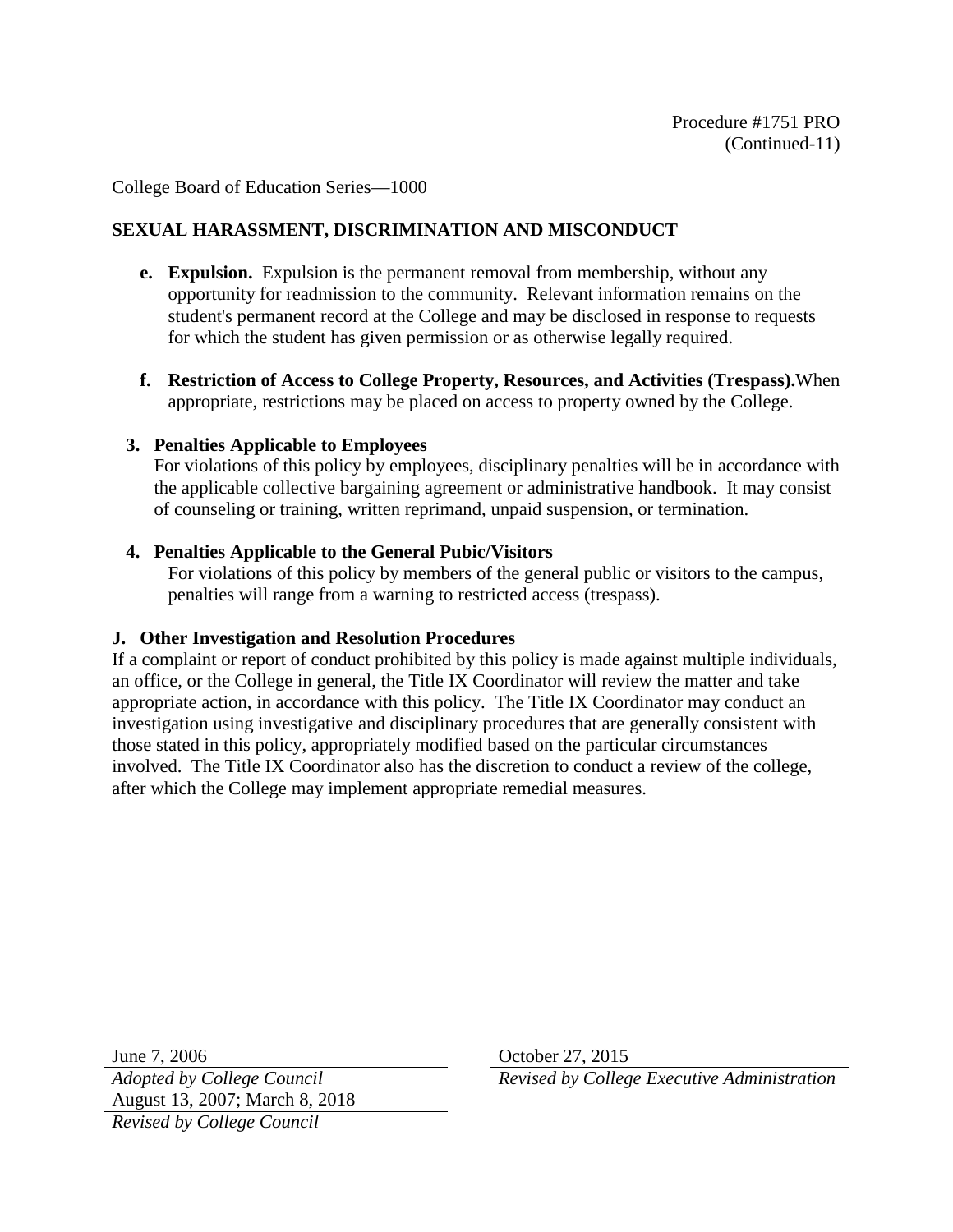**e. Expulsion.** Expulsion is the permanent removal from membership, without any opportunity for readmission to the community. Relevant information remains on the student's permanent record at the College and may be disclosed in response to requests for which the student has given permission or as otherwise legally required.

**f. Restriction of Access to College Property, Resources, and Activities (Trespass).** When appropriate, restrictions may be placed on access to property owned by the College.

**3. Penalties Applicable to Employees**

For violations of this policy by employees, disciplinary penalties will be in accordance with the applicable collective bargaining agreement or administrative handbook. It may consist of counseling or training, written reprimand, unpaid suspension, or termination.

**4. Penalties Applicable to the General Pubic/Visitors**

For violations of this policy by members of the general public or visitors to the campus, penalties will range from a warning to restricted access (trespass).

### J. Other Investigation and Resolution Procedures

If a complaint or report of conduct prohibited by this policy is made against multiple individuals, an office, or the College in general, the Title IX Coordinator will review the matter and take appropriate action, in accordance with this policy. The Title IX Coordinator may conduct an investigation using investigative and disciplinary procedures that are generally consistent with those stated in this policy, appropriately modified based on the particular circumstances involved. The Title IX Coordinator also has the discretion to conduct a review of the college, after which the College may implement appropriate remedial measures.

June 7, 2006
*Adopted by College Council*

August 13, 2007; March 8, 2018
*Revised by College Council*

October 27, 2015
*Revised by College Executive Administration*